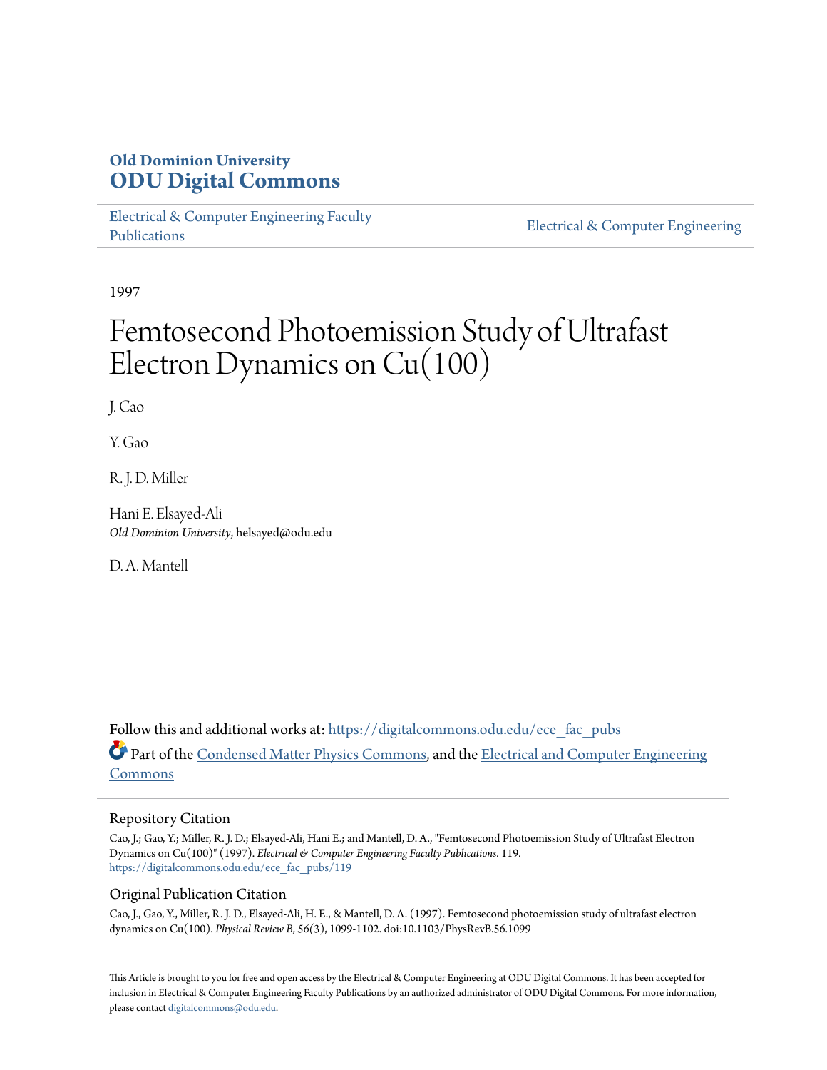**Old Dominion University**
## ODU Digital Commons

Electrical & Computer Engineering Faculty Publications

Electrical & Computer Engineering

1997

# Femtosecond Photoemission Study of Ultrafast Electron Dynamics on Cu(100)

J. Cao

Y. Gao

R. J. D. Miller

Hani E. Elsayed-Ali
*Old Dominion University*, helsayed@odu.edu

D. A. Mantell

Follow this and additional works at: https://digitalcommons.odu.edu/ece_fac_pubs

Part of the Condensed Matter Physics Commons, and the Electrical and Computer Engineering Commons

### Repository Citation

Cao, J.; Gao, Y.; Miller, R. J. D.; Elsayed-Ali, Hani E.; and Mantell, D. A., "Femtosecond Photoemission Study of Ultrafast Electron Dynamics on Cu(100)" (1997). *Electrical & Computer Engineering Faculty Publications*. 119.
https://digitalcommons.odu.edu/ece_fac_pubs/119

### Original Publication Citation

Cao, J., Gao, Y., Miller, R. J. D., Elsayed-Ali, H. E., & Mantell, D. A. (1997). Femtosecond photoemission study of ultrafast electron dynamics on Cu(100). *Physical Review B, 56*(3), 1099-1102. doi:10.1103/PhysRevB.56.1099

This Article is brought to you for free and open access by the Electrical & Computer Engineering at ODU Digital Commons. It has been accepted for inclusion in Electrical & Computer Engineering Faculty Publications by an authorized administrator of ODU Digital Commons. For more information, please contact digitalcommons@odu.edu.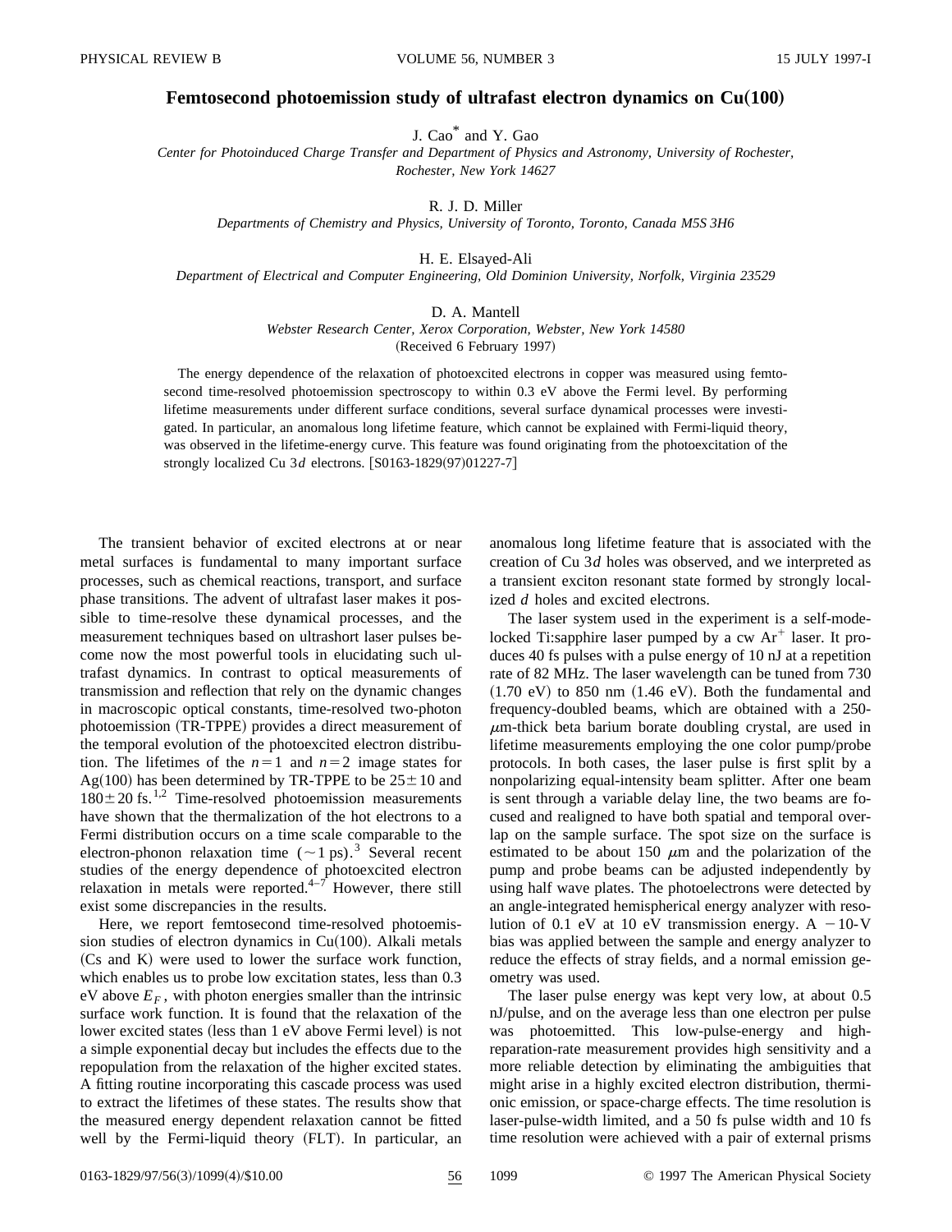# Femtosecond photoemission study of ultrafast electron dynamics on Cu(100)

J. Cao* and Y. Gao

*Center for Photoinduced Charge Transfer and Department of Physics and Astronomy, University of Rochester, Rochester, New York 14627*

R. J. D. Miller

*Departments of Chemistry and Physics, University of Toronto, Toronto, Canada M5S 3H6*

H. E. Elsayed-Ali

*Department of Electrical and Computer Engineering, Old Dominion University, Norfolk, Virginia 23529*

D. A. Mantell

*Webster Research Center, Xerox Corporation, Webster, New York 14580*

(Received 6 February 1997)

The energy dependence of the relaxation of photoexcited electrons in copper was measured using femtosecond time-resolved photoemission spectroscopy to within 0.3 eV above the Fermi level. By performing lifetime measurements under different surface conditions, several surface dynamical processes were investigated. In particular, an anomalous long lifetime feature, which cannot be explained with Fermi-liquid theory, was observed in the lifetime-energy curve. This feature was found originating from the photoexcitation of the strongly localized Cu 3$d$ electrons. [S0163-1829(97)01227-7]

The transient behavior of excited electrons at or near metal surfaces is fundamental to many important surface processes, such as chemical reactions, transport, and surface phase transitions. The advent of ultrafast laser makes it possible to time-resolve these dynamical processes, and the measurement techniques based on ultrashort laser pulses become now the most powerful tools in elucidating such ultrafast dynamics. In contrast to optical measurements of transmission and reflection that rely on the dynamic changes in macroscopic optical constants, time-resolved two-photon photoemission (TR-TPPE) provides a direct measurement of the temporal evolution of the photoexcited electron distribution. The lifetimes of the $n=1$ and $n=2$ image states for Ag(100) has been determined by TR-TPPE to be $25\pm10$ and $180\pm20$ fs.[1,2] Time-resolved photoemission measurements have shown that the thermalization of the hot electrons to a Fermi distribution occurs on a time scale comparable to the electron-phonon relaxation time ($\sim 1$ ps).[3] Several recent studies of the energy dependence of photoexcited electron relaxation in metals were reported.[4–7] However, there still exist some discrepancies in the results.

Here, we report femtosecond time-resolved photoemission studies of electron dynamics in Cu(100). Alkali metals (Cs and K) were used to lower the surface work function, which enables us to probe low excitation states, less than 0.3 eV above $E_F$, with photon energies smaller than the intrinsic surface work function. It is found that the relaxation of the lower excited states (less than 1 eV above Fermi level) is not a simple exponential decay but includes the effects due to the repopulation from the relaxation of the higher excited states. A fitting routine incorporating this cascade process was used to extract the lifetimes of these states. The results show that the measured energy dependent relaxation cannot be fitted well by the Fermi-liquid theory (FLT). In particular, an anomalous long lifetime feature that is associated with the creation of Cu 3$d$ holes was observed, and we interpreted as a transient exciton resonant state formed by strongly localized $d$ holes and excited electrons.

The laser system used in the experiment is a self-mode-locked Ti:sapphire laser pumped by a cw $Ar^+$ laser. It produces 40 fs pulses with a pulse energy of 10 nJ at a repetition rate of 82 MHz. The laser wavelength can be tuned from 730 (1.70 eV) to 850 nm (1.46 eV). Both the fundamental and frequency-doubled beams, which are obtained with a 250-$\mu$m-thick beta barium borate doubling crystal, are used in lifetime measurements employing the one color pump/probe protocols. In both cases, the laser pulse is first split by a nonpolarizing equal-intensity beam splitter. After one beam is sent through a variable delay line, the two beams are focused and realigned to have both spatial and temporal overlap on the sample surface. The spot size on the surface is estimated to be about 150 $\mu$m and the polarization of the pump and probe beams can be adjusted independently by using half wave plates. The photoelectrons were detected by an angle-integrated hemispherical energy analyzer with resolution of 0.1 eV at 10 eV transmission energy. A $-10$-V bias was applied between the sample and energy analyzer to reduce the effects of stray fields, and a normal emission geometry was used.

The laser pulse energy was kept very low, at about 0.5 nJ/pulse, and on the average less than one electron per pulse was photoemitted. This low-pulse-energy and high-reparation-rate measurement provides high sensitivity and a more reliable detection by eliminating the ambiguities that might arise in a highly excited electron distribution, thermionic emission, or space-charge effects. The time resolution is laser-pulse-width limited, and a 50 fs pulse width and 10 fs time resolution were achieved with a pair of external prisms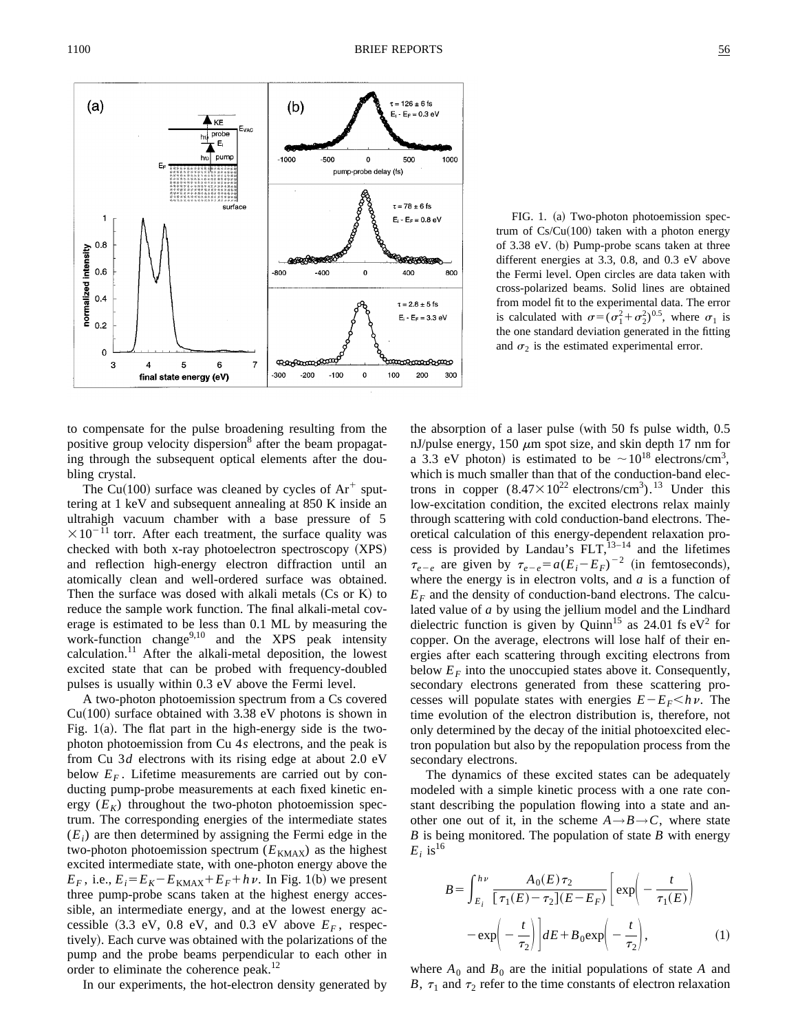FIG. 1. (a) Two-photon photoemission spectrum of Cs/Cu(100) taken with a photon energy of 3.38 eV. (b) Pump-probe scans taken at three different energies at 3.3, 0.8, and 0.3 eV above the Fermi level. Open circles are data taken with cross-polarized beams. Solid lines are obtained from model fit to the experimental data. The error is calculated with $\sigma=(\sigma_1^2+\sigma_2^2)^{0.5}$, where $\sigma_1$ is the one standard deviation generated in the fitting and $\sigma_2$ is the estimated experimental error.

to compensate for the pulse broadening resulting from the positive group velocity dispersion[8] after the beam propagating through the subsequent optical elements after the doubling crystal.

The Cu(100) surface was cleaned by cycles of $Ar^+$ sputtering at 1 keV and subsequent annealing at 850 K inside an ultrahigh vacuum chamber with a base pressure of $5\times10^{-11}$ torr. After each treatment, the surface quality was checked with both x-ray photoelectron spectroscopy (XPS) and reflection high-energy electron diffraction until an atomically clean and well-ordered surface was obtained. Then the surface was dosed with alkali metals (Cs or K) to reduce the sample work function. The final alkali-metal coverage is estimated to be less than 0.1 ML by measuring the work-function change[9,10] and the XPS peak intensity calculation.[11] After the alkali-metal deposition, the lowest excited state that can be probed with frequency-doubled pulses is usually within 0.3 eV above the Fermi level.

A two-photon photoemission spectrum from a Cs covered Cu(100) surface obtained with 3.38 eV photons is shown in Fig. 1(a). The flat part in the high-energy side is the two-photon photoemission from Cu 4$s$ electrons, and the peak is from Cu 3$d$ electrons with its rising edge at about 2.0 eV below $E_F$. Lifetime measurements are carried out by conducting pump-probe measurements at each fixed kinetic energy ($E_K$) throughout the two-photon photoemission spectrum. The corresponding energies of the intermediate states ($E_i$) are then determined by assigning the Fermi edge in the two-photon photoemission spectrum ($E_{\mathrm{KMAX}}$) as the highest excited intermediate state, with one-photon energy above the $E_F$, i.e., $E_i=E_K-E_{\mathrm{KMAX}}+E_F+h\nu$. In Fig. 1(b) we present three pump-probe scans taken at the highest energy accessible, an intermediate energy, and at the lowest energy accessible (3.3 eV, 0.8 eV, and 0.3 eV above $E_F$, respectively). Each curve was obtained with the polarizations of the pump and the probe beams perpendicular to each other in order to eliminate the coherence peak.[12]

In our experiments, the hot-electron density generated by the absorption of a laser pulse (with 50 fs pulse width, 0.5 nJ/pulse energy, 150 $\mu$m spot size, and skin depth 17 nm for a 3.3 eV photon) is estimated to be $\sim10^{18}$ electrons/cm$^3$, which is much smaller than that of the conduction-band electrons in copper ($8.47\times10^{22}$ electrons/cm$^3$).[13] Under this low-excitation condition, the excited electrons relax mainly through scattering with cold conduction-band electrons. Theoretical calculation of this energy-dependent relaxation process is provided by Landau's FLT,[13–14] and the lifetimes $\tau_{e-e}$ are given by $\tau_{e-e}=a(E_i-E_F)^{-2}$ (in femtoseconds), where the energy is in electron volts, and $a$ is a function of $E_F$ and the density of conduction-band electrons. The calculated value of $a$ by using the jellium model and the Lindhard dielectric function is given by Quinn[15] as 24.01 fs eV$^2$ for copper. On the average, electrons will lose half of their energies after each scattering through exciting electrons from below $E_F$ into the unoccupied states above it. Consequently, secondary electrons generated from these scattering processes will populate states with energies $E-E_F<h\nu$. The time evolution of the electron distribution is, therefore, not only determined by the decay of the initial photoexcited electron population but also by the repopulation process from the secondary electrons.

The dynamics of these excited states can be adequately modeled with a simple kinetic process with a one rate constant describing the population flowing into a state and another one out of it, in the scheme $A\rightarrow B\rightarrow C$, where state $B$ is being monitored. The population of state $B$ with energy $E_i$ is[16]

$$B=\int_{E_i}^{h\nu}\frac{A_0(E)\tau_2}{[\tau_1(E)-\tau_2](E-E_F)}\left[\exp\left(-\frac{t}{\tau_1(E)}\right)-\exp\left(-\frac{t}{\tau_2}\right)\right]dE+B_0\exp\left(-\frac{t}{\tau_2}\right),\qquad(1)$$

where $A_0$ and $B_0$ are the initial populations of state $A$ and $B$, $\tau_1$ and $\tau_2$ refer to the time constants of electron relaxation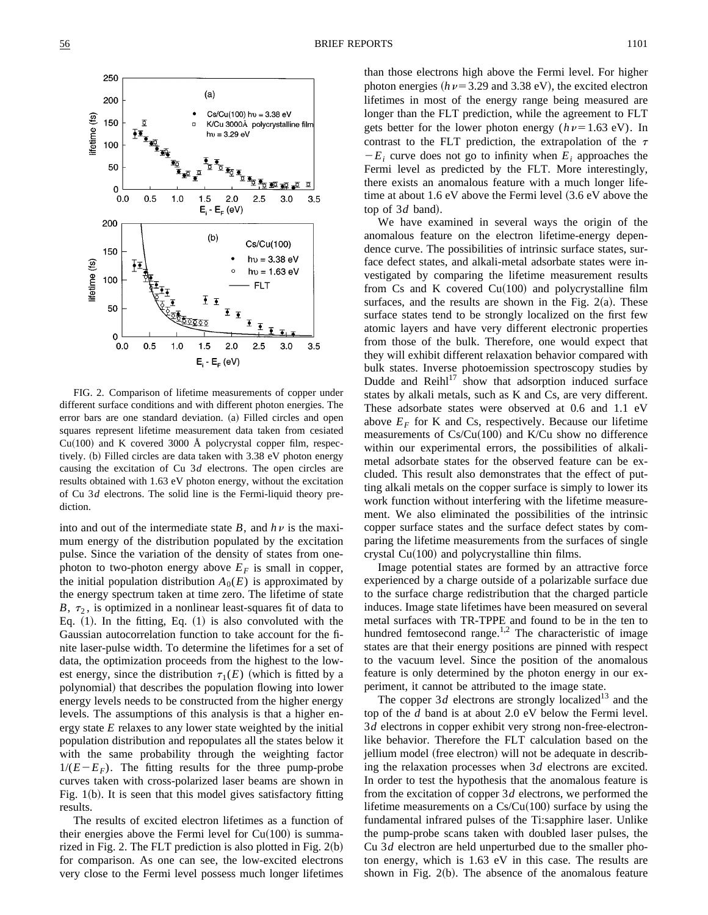FIG. 2. Comparison of lifetime measurements of copper under different surface conditions and with different photon energies. The error bars are one standard deviation. (a) Filled circles and open squares represent lifetime measurement data taken from cesiated Cu(100) and K covered 3000 Å polycrystal copper film, respectively. (b) Filled circles are data taken with 3.38 eV photon energy causing the excitation of Cu 3$d$ electrons. The open circles are results obtained with 1.63 eV photon energy, without the excitation of Cu 3$d$ electrons. The solid line is the Fermi-liquid theory prediction.

into and out of the intermediate state $B$, and $h\nu$ is the maximum energy of the distribution populated by the excitation pulse. Since the variation of the density of states from one-photon to two-photon energy above $E_F$ is small in copper, the initial population distribution $A_0(E)$ is approximated by the energy spectrum taken at time zero. The lifetime of state $B$, $\tau_2$, is optimized in a nonlinear least-squares fit of data to Eq. (1). In the fitting, Eq. (1) is also convoluted with the Gaussian autocorrelation function to take account for the finite laser-pulse width. To determine the lifetimes for a set of data, the optimization proceeds from the highest to the lowest energy, since the distribution $\tau_1(E)$ (which is fitted by a polynomial) that describes the population flowing into lower energy levels needs to be constructed from the higher energy levels. The assumptions of this analysis is that a higher energy state $E$ relaxes to any lower state weighted by the initial population distribution and repopulates all the states below it with the same probability through the weighting factor $1/(E-E_F)$. The fitting results for the three pump-probe curves taken with cross-polarized laser beams are shown in Fig. 1(b). It is seen that this model gives satisfactory fitting results.

The results of excited electron lifetimes as a function of their energies above the Fermi level for Cu(100) is summarized in Fig. 2. The FLT prediction is also plotted in Fig. 2(b) for comparison. As one can see, the low-excited electrons very close to the Fermi level possess much longer lifetimes than those electrons high above the Fermi level. For higher photon energies ($h\nu = 3.29$ and 3.38 eV), the excited electron lifetimes in most of the energy range being measured are longer than the FLT prediction, while the agreement to FLT gets better for the lower photon energy ($h\nu = 1.63$ eV). In contrast to the FLT prediction, the extrapolation of the $\tau - E_i$ curve does not go to infinity when $E_i$ approaches the Fermi level as predicted by the FLT. More interestingly, there exists an anomalous feature with a much longer lifetime at about 1.6 eV above the Fermi level (3.6 eV above the top of 3$d$ band).

We have examined in several ways the origin of the anomalous feature on the electron lifetime-energy dependence curve. The possibilities of intrinsic surface states, surface defect states, and alkali-metal adsorbate states were investigated by comparing the lifetime measurement results from Cs and K covered Cu(100) and polycrystalline film surfaces, and the results are shown in the Fig. 2(a). These surface states tend to be strongly localized on the first few atomic layers and have very different electronic properties from those of the bulk. Therefore, one would expect that they will exhibit different relaxation behavior compared with bulk states. Inverse photoemission spectroscopy studies by Dudde and Reihl[17] show that adsorption induced surface states by alkali metals, such as K and Cs, are very different. These adsorbate states were observed at 0.6 and 1.1 eV above $E_F$ for K and Cs, respectively. Because our lifetime measurements of Cs/Cu(100) and K/Cu show no difference within our experimental errors, the possibilities of alkali-metal adsorbate states for the observed feature can be excluded. This result also demonstrates that the effect of putting alkali metals on the copper surface is simply to lower its work function without interfering with the lifetime measurement. We also eliminated the possibilities of the intrinsic copper surface states and the surface defect states by comparing the lifetime measurements from the surfaces of single crystal Cu(100) and polycrystalline thin films.

Image potential states are formed by an attractive force experienced by a charge outside of a polarizable surface due to the surface charge redistribution that the charged particle induces. Image state lifetimes have been measured on several metal surfaces with TR-TPPE and found to be in the ten to hundred femtosecond range.[1,2] The characteristic of image states are that their energy positions are pinned with respect to the vacuum level. Since the position of the anomalous feature is only determined by the photon energy in our experiment, it cannot be attributed to the image state.

The copper 3$d$ electrons are strongly localized[13] and the top of the $d$ band is at about 2.0 eV below the Fermi level. 3$d$ electrons in copper exhibit very strong non-free-electron-like behavior. Therefore the FLT calculation based on the jellium model (free electron) will not be adequate in describing the relaxation processes when 3$d$ electrons are excited. In order to test the hypothesis that the anomalous feature is from the excitation of copper 3$d$ electrons, we performed the lifetime measurements on a Cs/Cu(100) surface by using the fundamental infrared pulses of the Ti:sapphire laser. Unlike the pump-probe scans taken with doubled laser pulses, the Cu 3$d$ electron are held unperturbed due to the smaller photon energy, which is 1.63 eV in this case. The results are shown in Fig. 2(b). The absence of the anomalous feature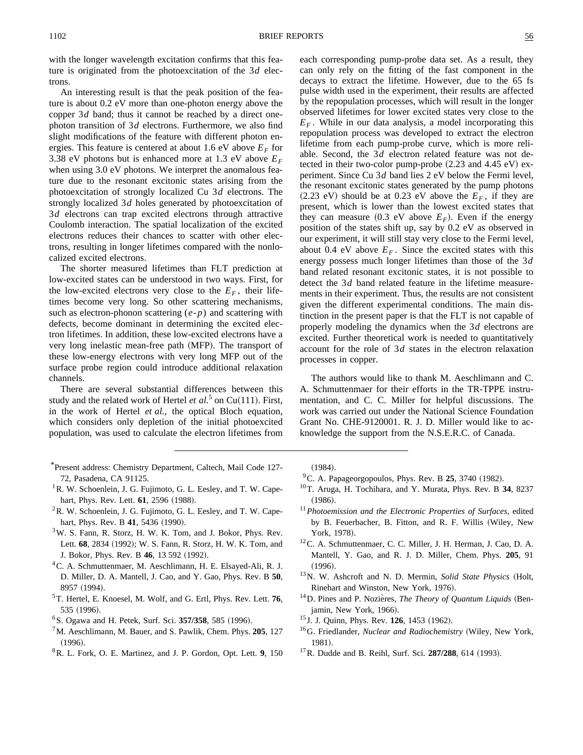with the longer wavelength excitation confirms that this feature is originated from the photoexcitation of the 3$d$ electrons.

An interesting result is that the peak position of the feature is about 0.2 eV more than one-photon energy above the copper 3$d$ band; thus it cannot be reached by a direct one-photon transition of 3$d$ electrons. Furthermore, we also find slight modifications of the feature with different photon energies. This feature is centered at about 1.6 eV above $E_F$ for 3.38 eV photons but is enhanced more at 1.3 eV above $E_F$ when using 3.0 eV photons. We interpret the anomalous feature due to the resonant excitonic states arising from the photoexcitation of strongly localized Cu 3$d$ electrons. The strongly localized 3$d$ holes generated by photoexcitation of 3$d$ electrons can trap excited electrons through attractive Coulomb interaction. The spatial localization of the excited electrons reduces their chances to scatter with other electrons, resulting in longer lifetimes compared with the nonlocalized excited electrons.

The shorter measured lifetimes than FLT prediction at low-excited states can be understood in two ways. First, for the low-excited electrons very close to the $E_F$, their lifetimes become very long. So other scattering mechanisms, such as electron-phonon scattering ($e$-$p$) and scattering with defects, become dominant in determining the excited electron lifetimes. In addition, these low-excited electrons have a very long inelastic mean-free path (MFP). The transport of these low-energy electrons with very long MFP out of the surface probe region could introduce additional relaxation channels.

There are several substantial differences between this study and the related work of Hertel *et al.*[5] on Cu(111). First, in the work of Hertel *et al.*, the optical Bloch equation, which considers only depletion of the initial photoexcited population, was used to calculate the electron lifetimes from each corresponding pump-probe data set. As a result, they can only rely on the fitting of the fast component in the decays to extract the lifetime. However, due to the 65 fs pulse width used in the experiment, their results are affected by the repopulation processes, which will result in the longer observed lifetimes for lower excited states very close to the $E_F$. While in our data analysis, a model incorporating this repopulation process was developed to extract the electron lifetime from each pump-probe curve, which is more reliable. Second, the 3$d$ electron related feature was not detected in their two-color pump-probe (2.23 and 4.45 eV) experiment. Since Cu 3$d$ band lies 2 eV below the Fermi level, the resonant excitonic states generated by the pump photons (2.23 eV) should be at 0.23 eV above the $E_F$, if they are present, which is lower than the lowest excited states that they can measure (0.3 eV above $E_F$). Even if the energy position of the states shift up, say by 0.2 eV as observed in our experiment, it will still stay very close to the Fermi level, about 0.4 eV above $E_F$. Since the excited states with this energy possess much longer lifetimes than those of the 3$d$ band related resonant excitonic states, it is not possible to detect the 3$d$ band related feature in the lifetime measurements in their experiment. Thus, the results are not consistent given the different experimental conditions. The main distinction in the present paper is that the FLT is not capable of properly modeling the dynamics when the 3$d$ electrons are excited. Further theoretical work is needed to quantitatively account for the role of 3$d$ states in the electron relaxation processes in copper.

The authors would like to thank M. Aeschlimann and C. A. Schmuttenmaer for their efforts in the TR-TPPE instrumentation, and C. C. Miller for helpful discussions. The work was carried out under the National Science Foundation Grant No. CHE-9120001. R. J. D. Miller would like to acknowledge the support from the N.S.E.R.C. of Canada.

---

*Present address: Chemistry Department, Caltech, Mail Code 127-72, Pasadena, CA 91125.

[1] R. W. Schoenlein, J. G. Fujimoto, G. L. Eesley, and T. W. Capehart, Phys. Rev. Lett. **61**, 2596 (1988).

[2] R. W. Schoenlein, J. G. Fujimoto, G. L. Eesley, and T. W. Capehart, Phys. Rev. B **41**, 5436 (1990).

[3] W. S. Fann, R. Storz, H. W. K. Tom, and J. Bokor, Phys. Rev. Lett. **68**, 2834 (1992); W. S. Fann, R. Storz, H. W. K. Tom, and J. Bokor, Phys. Rev. B **46**, 13 592 (1992).

[4] C. A. Schmuttenmaer, M. Aeschlimann, H. E. Elsayed-Ali, R. J. D. Miller, D. A. Mantell, J. Cao, and Y. Gao, Phys. Rev. B **50**, 8957 (1994).

[5] T. Hertel, E. Knoesel, M. Wolf, and G. Ertl, Phys. Rev. Lett. **76**, 535 (1996).

[6] S. Ogawa and H. Petek, Surf. Sci. **357/358**, 585 (1996).

[7] M. Aeschlimann, M. Bauer, and S. Pawlik, Chem. Phys. **205**, 127 (1996).

[8] R. L. Fork, O. E. Martinez, and J. P. Gordon, Opt. Lett. **9**, 150 (1984).

[9] C. A. Papageorgopoulos, Phys. Rev. B **25**, 3740 (1982).

[10] T. Aruga, H. Tochihara, and Y. Murata, Phys. Rev. B **34**, 8237 (1986).

[11] *Photoemission and the Electronic Properties of Surfaces*, edited by B. Feuerbacher, B. Fitton, and R. F. Willis (Wiley, New York, 1978).

[12] C. A. Schmuttenmaer, C. C. Miller, J. H. Herman, J. Cao, D. A. Mantell, Y. Gao, and R. J. D. Miller, Chem. Phys. **205**, 91 (1996).

[13] N. W. Ashcroft and N. D. Mermin, *Solid State Physics* (Holt, Rinehart and Winston, New York, 1976).

[14] D. Pines and P. Nozières, *The Theory of Quantum Liquids* (Benjamin, New York, 1966).

[15] J. J. Quinn, Phys. Rev. **126**, 1453 (1962).

[16] G. Friedlander, *Nuclear and Radiochemistry* (Wiley, New York, 1981).

[17] R. Dudde and B. Reihl, Surf. Sci. **287/288**, 614 (1993).